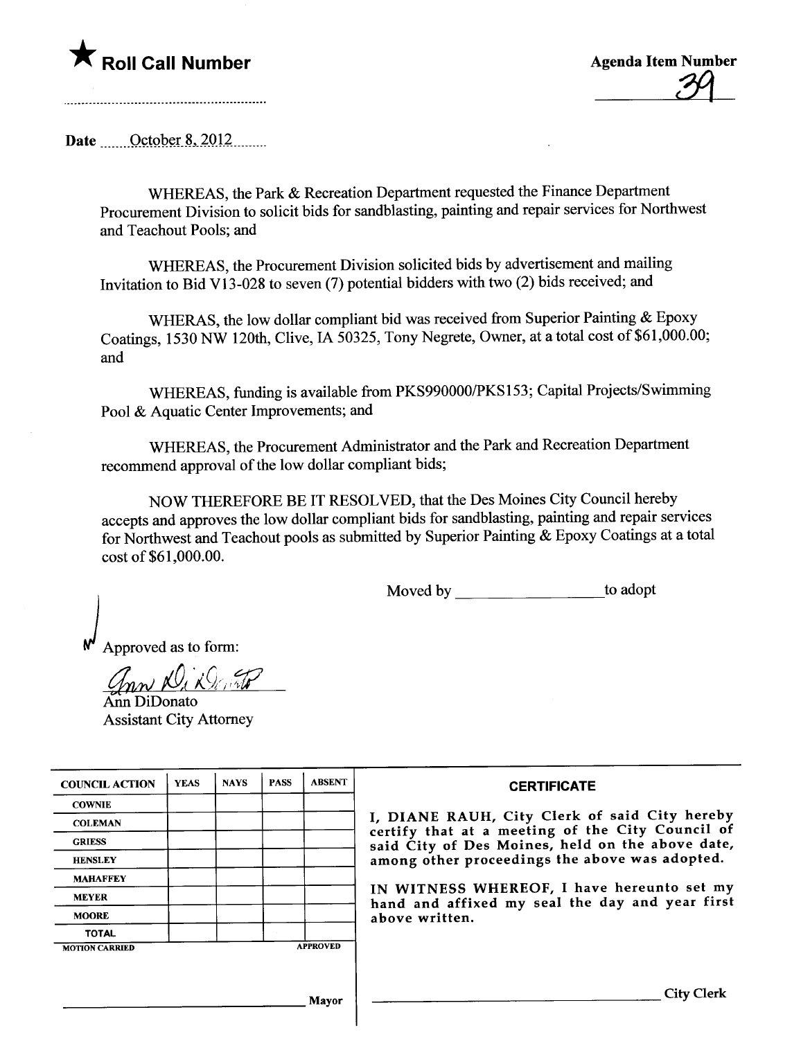★ **Roll Call Number**

..........................................................

**Agenda Item Number**

39

**Date** October 8, 2012

WHEREAS, the Park & Recreation Department requested the Finance Department Procurement Division to solicit bids for sandblasting, painting and repair services for Northwest and Teachout Pools; and

WHEREAS, the Procurement Division solicited bids by advertisement and mailing Invitation to Bid V13-028 to seven (7) potential bidders with two (2) bids received; and

WHERAS, the low dollar compliant bid was received from Superior Painting & Epoxy Coatings, 1530 NW 120th, Clive, IA 50325, Tony Negrete, Owner, at a total cost of $61,000.00; and

WHEREAS, funding is available from PKS990000/PKS153; Capital Projects/Swimming Pool & Aquatic Center Improvements; and

WHEREAS, the Procurement Administrator and the Park and Recreation Department recommend approval of the low dollar compliant bids;

NOW THEREFORE BE IT RESOLVED, that the Des Moines City Council hereby accepts and approves the low dollar compliant bids for sandblasting, painting and repair services for Northwest and Teachout pools as submitted by Superior Painting & Epoxy Coatings at a total cost of $61,000.00.

Moved by ________________ to adopt

Approved as to form:

Ann DiDonato
Assistant City Attorney

| COUNCIL ACTION | YEAS | NAYS | PASS | ABSENT |
| --- | --- | --- | --- | --- |
| COWNIE | | | | |
| COLEMAN | | | | |
| GRIESS | | | | |
| HENSLEY | | | | |
| MAHAFFEY | | | | |
| MEYER | | | | |
| MOORE | | | | |
| TOTAL | | | | |

MOTION CARRIED APPROVED

________________________________ Mayor

**CERTIFICATE**

I, DIANE RAUH, City Clerk of said City hereby certify that at a meeting of the City Council of said City of Des Moines, held on the above date, among other proceedings the above was adopted.

IN WITNESS WHEREOF, I have hereunto set my hand and affixed my seal the day and year first above written.

________________________________ City Clerk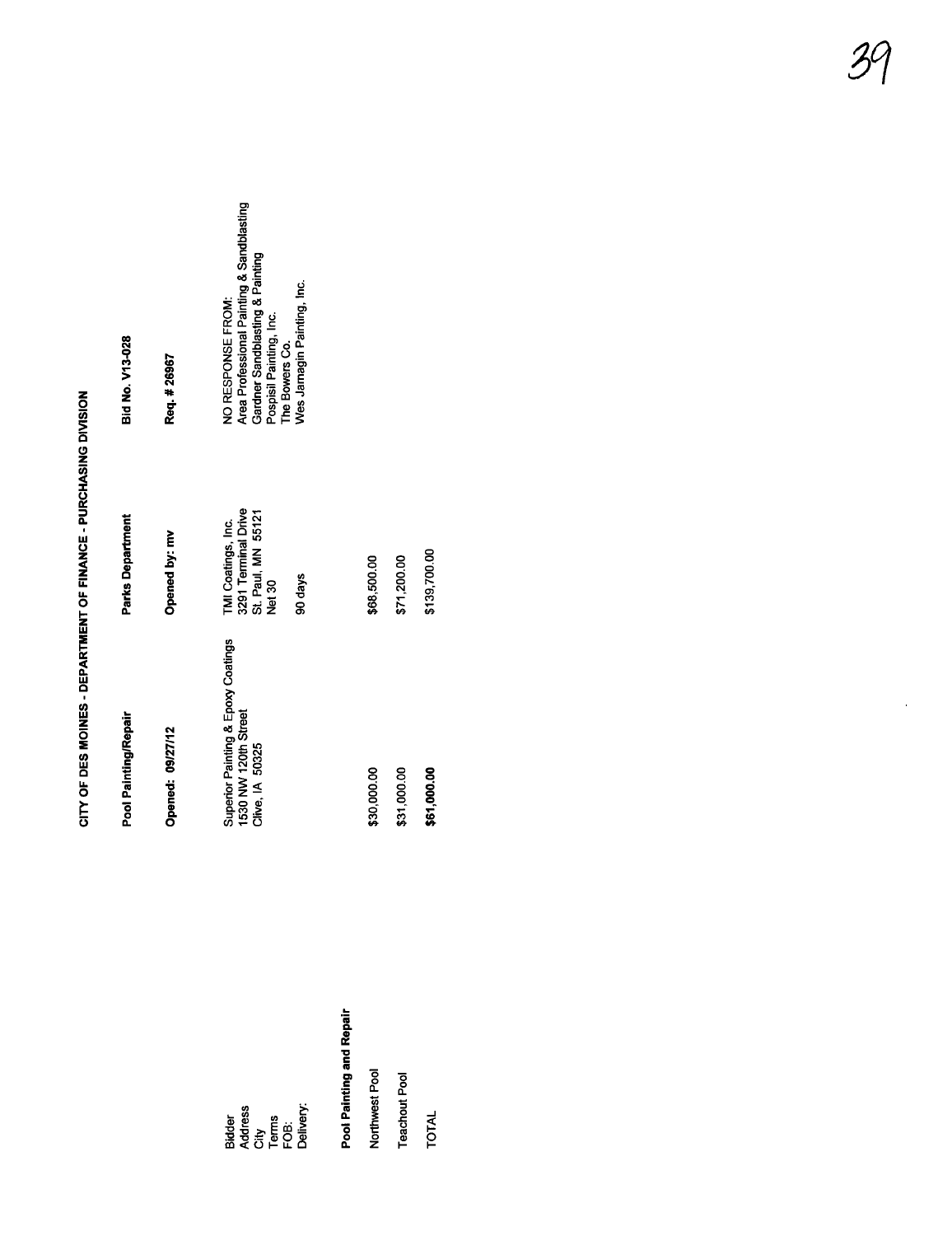# CITY OF DES MOINES - DEPARTMENT OF FINANCE - PURCHASING DIVISION

| **Pool Painting/Repair** | **Parks Department** | **Bid No. V13-028** |
|---|---|---|
| **Opened: 09/27/12** | **Opened by: mv** | **Req. # 26967** |

| | | | |
|---|---|---|---|
| Bidder | Superior Painting & Epoxy Coatings | TMI Coatings, Inc. | NO RESPONSE FROM: |
| Address | 1530 NW 120th Street | 3291 Terminal Drive | Area Professional Painting & Sandblasting |
| City | Clive, IA 50325 | St. Paul, MN 55121 | Gardner Sandblasting & Painting |
| Terms | | Net 30 | Pospisil Painting, Inc. |
| FOB: | | | The Bowers Co. |
| Delivery: | | 90 days | Wes Jarnagin Painting, Inc. |
| **Pool Painting and Repair** | | | |
| Northwest Pool | $30,000.00 | $68,500.00 | |
| Teachout Pool | $31,000.00 | $71,200.00 | |
| TOTAL | **$61,000.00** | $139,700.00 | |